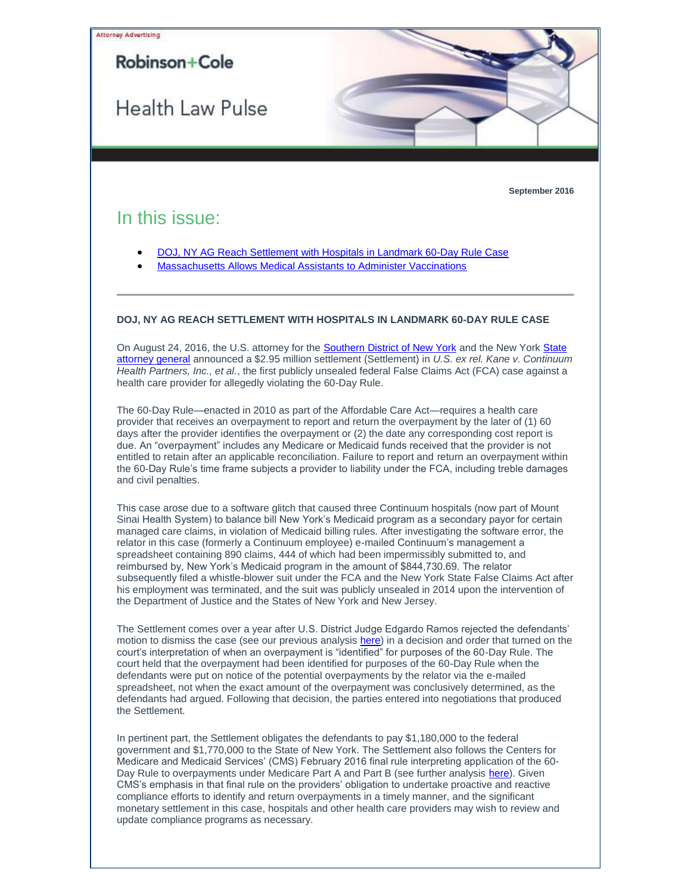Attorney Advertising

Robinson+Cole

# Health Law Pulse

**September 2016**

## In this issue:

- DOJ, NY AG Reach Settlement with Hospitals in Landmark 60-Day Rule Case
- Massachusetts Allows Medical Assistants to Administer Vaccinations

---

### DOJ, NY AG REACH SETTLEMENT WITH HOSPITALS IN LANDMARK 60-DAY RULE CASE

On August 24, 2016, the U.S. attorney for the Southern District of New York and the New York State attorney general announced a $2.95 million settlement (Settlement) in *U.S. ex rel. Kane v. Continuum Health Partners, Inc., et al.*, the first publicly unsealed federal False Claims Act (FCA) case against a health care provider for allegedly violating the 60-Day Rule.

The 60-Day Rule—enacted in 2010 as part of the Affordable Care Act—requires a health care provider that receives an overpayment to report and return the overpayment by the later of (1) 60 days after the provider identifies the overpayment or (2) the date any corresponding cost report is due. An "overpayment" includes any Medicare or Medicaid funds received that the provider is not entitled to retain after an applicable reconciliation. Failure to report and return an overpayment within the 60-Day Rule's time frame subjects a provider to liability under the FCA, including treble damages and civil penalties.

This case arose due to a software glitch that caused three Continuum hospitals (now part of Mount Sinai Health System) to balance bill New York's Medicaid program as a secondary payor for certain managed care claims, in violation of Medicaid billing rules. After investigating the software error, the relator in this case (formerly a Continuum employee) e-mailed Continuum's management a spreadsheet containing 890 claims, 444 of which had been impermissibly submitted to, and reimbursed by, New York's Medicaid program in the amount of $844,730.69. The relator subsequently filed a whistle-blower suit under the FCA and the New York State False Claims Act after his employment was terminated, and the suit was publicly unsealed in 2014 upon the intervention of the Department of Justice and the States of New York and New Jersey.

The Settlement comes over a year after U.S. District Judge Edgardo Ramos rejected the defendants' motion to dismiss the case (see our previous analysis here) in a decision and order that turned on the court's interpretation of when an overpayment is "identified" for purposes of the 60-Day Rule. The court held that the overpayment had been identified for purposes of the 60-Day Rule when the defendants were put on notice of the potential overpayments by the relator via the e-mailed spreadsheet, not when the exact amount of the overpayment was conclusively determined, as the defendants had argued. Following that decision, the parties entered into negotiations that produced the Settlement.

In pertinent part, the Settlement obligates the defendants to pay $1,180,000 to the federal government and $1,770,000 to the State of New York. The Settlement also follows the Centers for Medicare and Medicaid Services' (CMS) February 2016 final rule interpreting application of the 60-Day Rule to overpayments under Medicare Part A and Part B (see further analysis here). Given CMS's emphasis in that final rule on the providers' obligation to undertake proactive and reactive compliance efforts to identify and return overpayments in a timely manner, and the significant monetary settlement in this case, hospitals and other health care providers may wish to review and update compliance programs as necessary.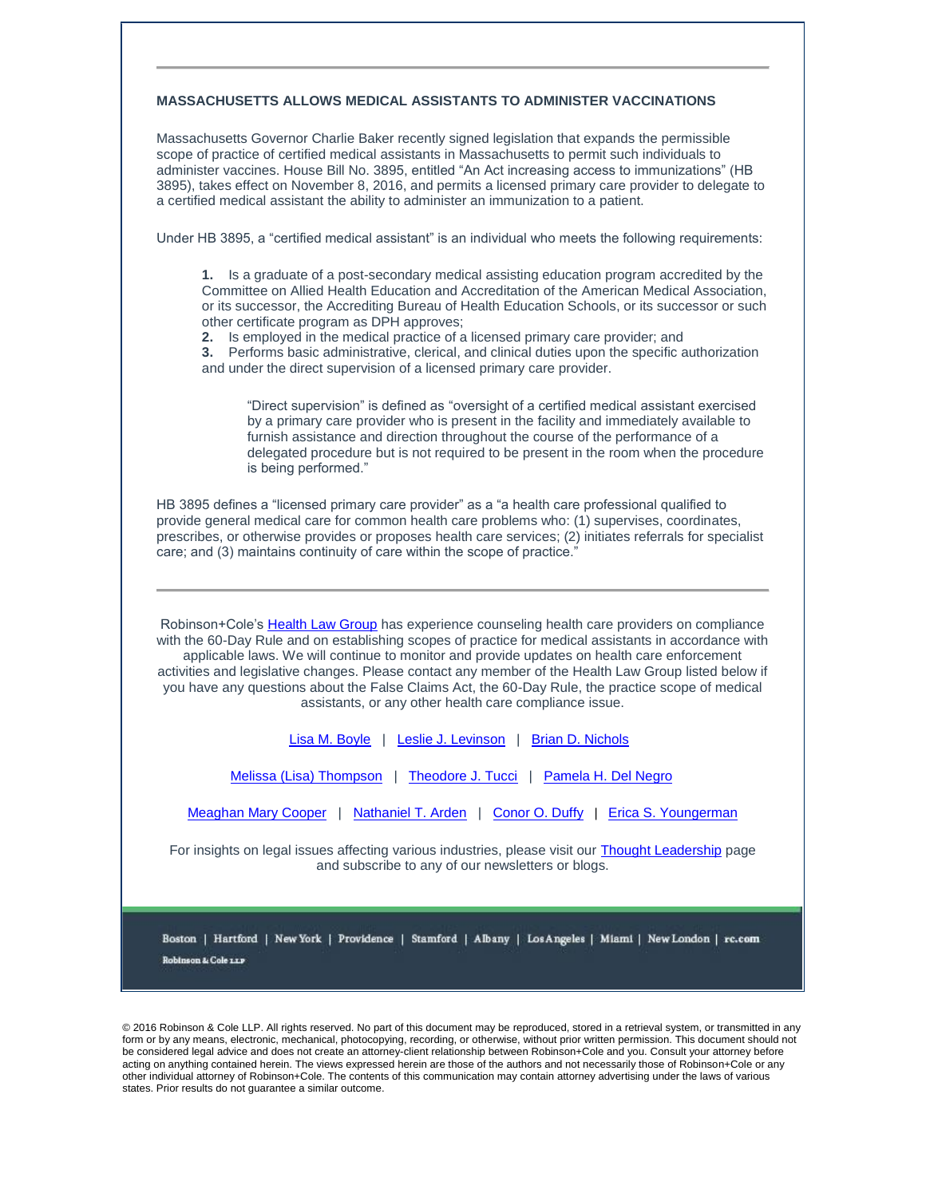## MASSACHUSETTS ALLOWS MEDICAL ASSISTANTS TO ADMINISTER VACCINATIONS

Massachusetts Governor Charlie Baker recently signed legislation that expands the permissible scope of practice of certified medical assistants in Massachusetts to permit such individuals to administer vaccines. House Bill No. 3895, entitled "An Act increasing access to immunizations" (HB 3895), takes effect on November 8, 2016, and permits a licensed primary care provider to delegate to a certified medical assistant the ability to administer an immunization to a patient.

Under HB 3895, a "certified medical assistant" is an individual who meets the following requirements:

1. Is a graduate of a post-secondary medical assisting education program accredited by the Committee on Allied Health Education and Accreditation of the American Medical Association, or its successor, the Accrediting Bureau of Health Education Schools, or its successor or such other certificate program as DPH approves;
2. Is employed in the medical practice of a licensed primary care provider; and
3. Performs basic administrative, clerical, and clinical duties upon the specific authorization and under the direct supervision of a licensed primary care provider.

> "Direct supervision" is defined as "oversight of a certified medical assistant exercised by a primary care provider who is present in the facility and immediately available to furnish assistance and direction throughout the course of the performance of a delegated procedure but is not required to be present in the room when the procedure is being performed."

HB 3895 defines a "licensed primary care provider" as a "a health care professional qualified to provide general medical care for common health care problems who: (1) supervises, coordinates, prescribes, or otherwise provides or proposes health care services; (2) initiates referrals for specialist care; and (3) maintains continuity of care within the scope of practice."

---

Robinson+Cole's Health Law Group has experience counseling health care providers on compliance with the 60-Day Rule and on establishing scopes of practice for medical assistants in accordance with applicable laws. We will continue to monitor and provide updates on health care enforcement activities and legislative changes. Please contact any member of the Health Law Group listed below if you have any questions about the False Claims Act, the 60-Day Rule, the practice scope of medical assistants, or any other health care compliance issue.

Lisa M. Boyle | Leslie J. Levinson | Brian D. Nichols

Melissa (Lisa) Thompson | Theodore J. Tucci | Pamela H. Del Negro

Meaghan Mary Cooper | Nathaniel T. Arden | Conor O. Duffy | Erica S. Youngerman

For insights on legal issues affecting various industries, please visit our Thought Leadership page and subscribe to any of our newsletters or blogs.

Boston | Hartford | New York | Providence | Stamford | Albany | Los Angeles | Miami | New London | rc.com

Robinson & Cole LLP

© 2016 Robinson & Cole LLP. All rights reserved. No part of this document may be reproduced, stored in a retrieval system, or transmitted in any form or by any means, electronic, mechanical, photocopying, recording, or otherwise, without prior written permission. This document should not be considered legal advice and does not create an attorney-client relationship between Robinson+Cole and you. Consult your attorney before acting on anything contained herein. The views expressed herein are those of the authors and not necessarily those of Robinson+Cole or any other individual attorney of Robinson+Cole. The contents of this communication may contain attorney advertising under the laws of various states. Prior results do not guarantee a similar outcome.